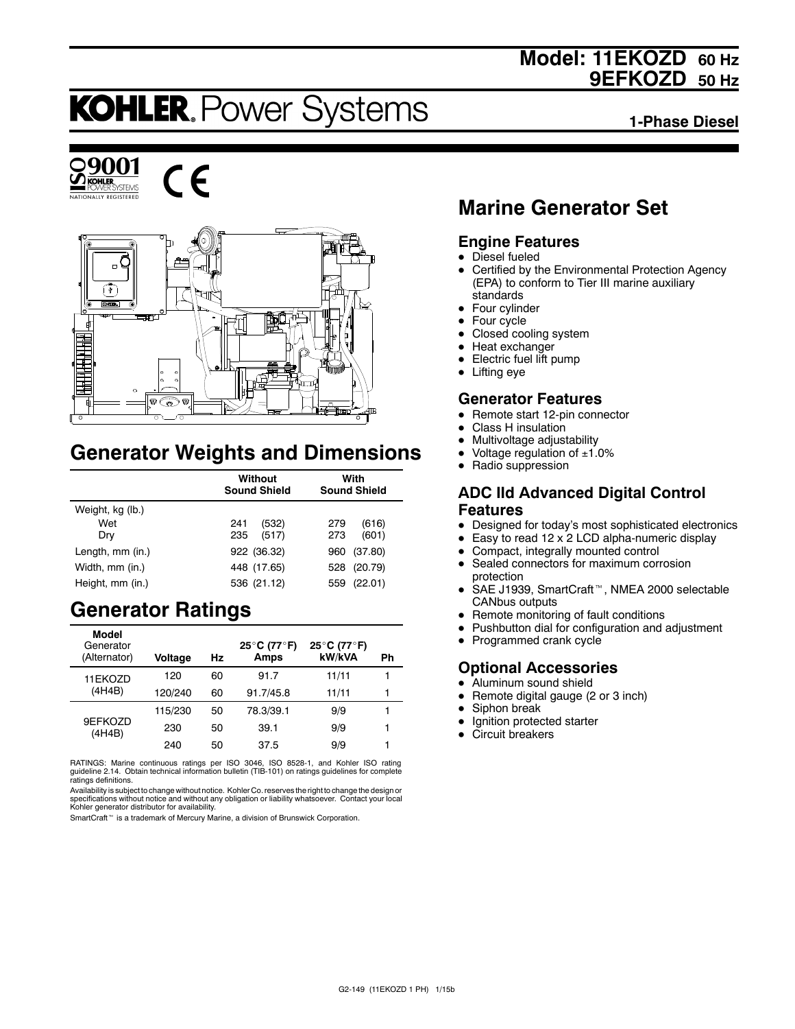# Model: 11EKOZD 60 Hz
# 9EFKOZD 50 Hz

# KOHLER. Power Systems

**1-Phase Diesel**

## Marine Generator Set

### Engine Features

- Diesel fueled
- Certified by the Environmental Protection Agency (EPA) to conform to Tier III marine auxiliary standards
- Four cylinder
- Four cycle
- Closed cooling system
- Heat exchanger
- Electric fuel lift pump
- Lifting eye

### Generator Features

- Remote start 12-pin connector
- Class H insulation
- Multivoltage adjustability
- Voltage regulation of ±1.0%
- Radio suppression

### ADC IId Advanced Digital Control Features

- Designed for today's most sophisticated electronics
- Easy to read 12 x 2 LCD alpha-numeric display
- Compact, integrally mounted control
- Sealed connectors for maximum corrosion protection
- SAE J1939, SmartCraft™, NMEA 2000 selectable CANbus outputs
- Remote monitoring of fault conditions
- Pushbutton dial for configuration and adjustment
- Programmed crank cycle

### Optional Accessories

- Aluminum sound shield
- Remote digital gauge (2 or 3 inch)
- Siphon break
- Ignition protected starter
- Circuit breakers

## Generator Weights and Dimensions

| | Without Sound Shield | With Sound Shield |
|---|---|---|
| Weight, kg (lb.) | | |
| Wet | 241 (532) | 279 (616) |
| Dry | 235 (517) | 273 (601) |
| Length, mm (in.) | 922 (36.32) | 960 (37.80) |
| Width, mm (in.) | 448 (17.65) | 528 (20.79) |
| Height, mm (in.) | 536 (21.12) | 559 (22.01) |

## Generator Ratings

| Model Generator (Alternator) | Voltage | Hz | 25°C (77°F) Amps | 25°C (77°F) kW/kVA | Ph |
|---|---|---|---|---|---|
| 11EKOZD (4H4B) | 120 | 60 | 91.7 | 11/11 | 1 |
| | 120/240 | 60 | 91.7/45.8 | 11/11 | 1 |
| 9EFKOZD (4H4B) | 115/230 | 50 | 78.3/39.1 | 9/9 | 1 |
| | 230 | 50 | 39.1 | 9/9 | 1 |
| | 240 | 50 | 37.5 | 9/9 | 1 |

RATINGS: Marine continuous ratings per ISO 3046, ISO 8528-1, and Kohler ISO rating guideline 2.14. Obtain technical information bulletin (TIB-101) on ratings guidelines for complete ratings definitions.

Availability is subject to change without notice. Kohler Co. reserves the right to change the design or specifications without notice and without any obligation or liability whatsoever. Contact your local Kohler generator distributor for availability.

SmartCraft™ is a trademark of Mercury Marine, a division of Brunswick Corporation.

G2-149 (11EKOZD 1 PH) 1/15b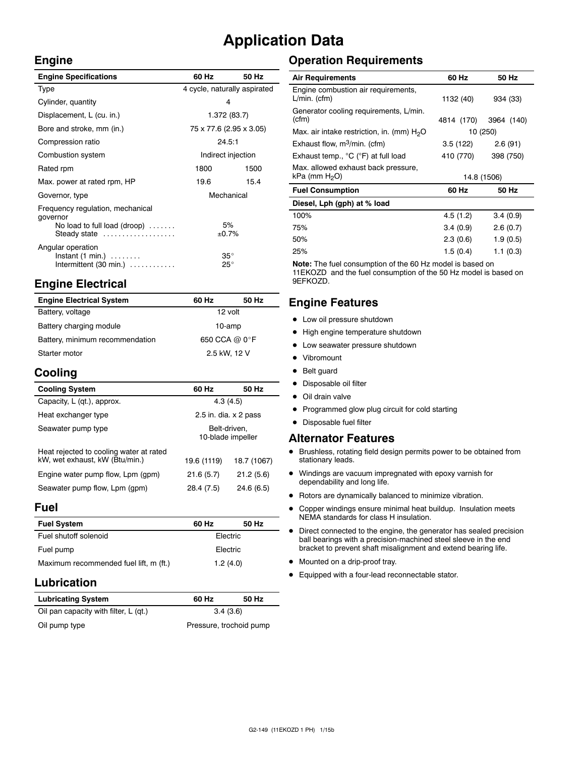# Application Data

## Engine

| Engine Specifications | 60 Hz | 50 Hz |
|---|---|---|
| Type | 4 cycle, naturally aspirated | |
| Cylinder, quantity | 4 | |
| Displacement, L (cu. in.) | 1.372 (83.7) | |
| Bore and stroke, mm (in.) | 75 x 77.6 (2.95 x 3.05) | |
| Compression ratio | 24.5:1 | |
| Combustion system | Indirect injection | |
| Rated rpm | 1800 | 1500 |
| Max. power at rated rpm, HP | 19.6 | 15.4 |
| Governor, type | Mechanical | |
| Frequency regulation, mechanical governor | | |
| No load to full load (droop) | 5% | |
| Steady state | ±0.7% | |
| Angular operation | | |
| Instant (1 min.) | 35° | |
| Intermittent (30 min.) | 25° | |

## Engine Electrical

| Engine Electrical System | 60 Hz | 50 Hz |
|---|---|---|
| Battery, voltage | 12 volt | |
| Battery charging module | 10-amp | |
| Battery, minimum recommendation | 650 CCA @ 0°F | |
| Starter motor | 2.5 kW, 12 V | |

## Cooling

| Cooling System | 60 Hz | 50 Hz |
|---|---|---|
| Capacity, L (qt.), approx. | 4.3 (4.5) | |
| Heat exchanger type | 2.5 in. dia. x 2 pass | |
| Seawater pump type | Belt-driven, 10-blade impeller | |
| Heat rejected to cooling water at rated kW, wet exhaust, kW (Btu/min.) | 19.6 (1119) | 18.7 (1067) |
| Engine water pump flow, Lpm (gpm) | 21.6 (5.7) | 21.2 (5.6) |
| Seawater pump flow, Lpm (gpm) | 28.4 (7.5) | 24.6 (6.5) |

## Fuel

| Fuel System | 60 Hz | 50 Hz |
|---|---|---|
| Fuel shutoff solenoid | Electric | |
| Fuel pump | Electric | |
| Maximum recommended fuel lift, m (ft.) | 1.2 (4.0) | |

## Lubrication

| Lubricating System | 60 Hz | 50 Hz |
|---|---|---|
| Oil pan capacity with filter, L (qt.) | 3.4 (3.6) | |
| Oil pump type | Pressure, trochoid pump | |

## Operation Requirements

| Air Requirements | 60 Hz | 50 Hz |
|---|---|---|
| Engine combustion air requirements, L/min. (cfm) | 1132 (40) | 934 (33) |
| Generator cooling requirements, L/min. (cfm) | 4814 (170) | 3964 (140) |
| Max. air intake restriction, in. (mm) $H_2O$ | 10 (250) | |
| Exhaust flow, $m^3$/min. (cfm) | 3.5 (122) | 2.6 (91) |
| Exhaust temp., °C (°F) at full load | 410 (770) | 398 (750) |
| Max. allowed exhaust back pressure, kPa (mm $H_2O$) | 14.8 (1506) | |

| Fuel Consumption | 60 Hz | 50 Hz |
|---|---|---|
| **Diesel, Lph (gph) at % load** | | |
| 100% | 4.5 (1.2) | 3.4 (0.9) |
| 75% | 3.4 (0.9) | 2.6 (0.7) |
| 50% | 2.3 (0.6) | 1.9 (0.5) |
| 25% | 1.5 (0.4) | 1.1 (0.3) |

**Note:** The fuel consumption of the 60 Hz model is based on 11EKOZD and the fuel consumption of the 50 Hz model is based on 9EFKOZD.

## Engine Features

- Low oil pressure shutdown
- High engine temperature shutdown
- Low seawater pressure shutdown
- Vibromount
- Belt guard
- Disposable oil filter
- Oil drain valve
- Programmed glow plug circuit for cold starting
- Disposable fuel filter

## Alternator Features

- Brushless, rotating field design permits power to be obtained from stationary leads.
- Windings are vacuum impregnated with epoxy varnish for dependability and long life.
- Rotors are dynamically balanced to minimize vibration.
- Copper windings ensure minimal heat buildup. Insulation meets NEMA standards for class H insulation.
- Direct connected to the engine, the generator has sealed precision ball bearings with a precision-machined steel sleeve in the end bracket to prevent shaft misalignment and extend bearing life.
- Mounted on a drip-proof tray.
- Equipped with a four-lead reconnectable stator.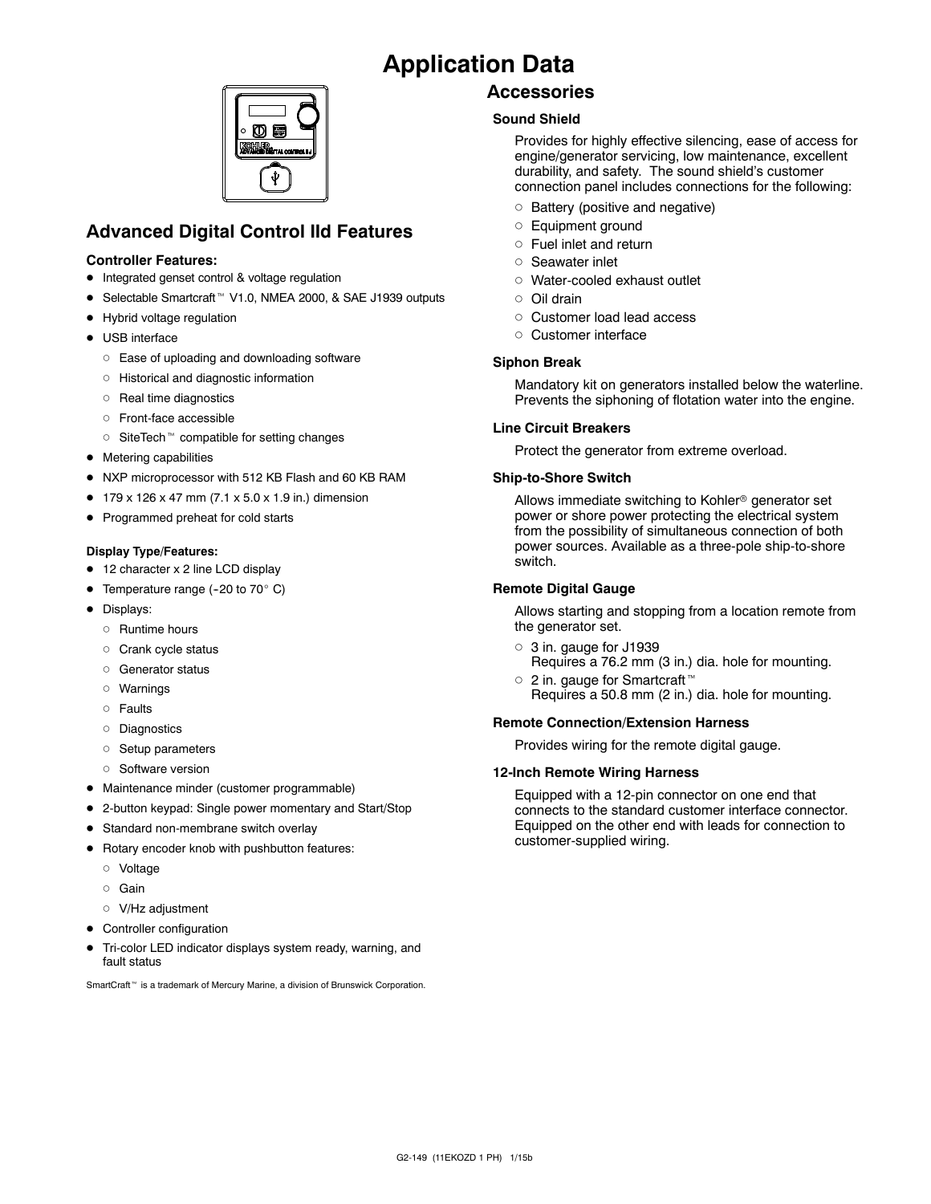# Application Data

## Advanced Digital Control IId Features

**Controller Features:**

- Integrated genset control & voltage regulation
- Selectable Smartcraft™ V1.0, NMEA 2000, & SAE J1939 outputs
- Hybrid voltage regulation
- USB interface
  - Ease of uploading and downloading software
  - Historical and diagnostic information
  - Real time diagnostics
  - Front-face accessible
  - SiteTech™ compatible for setting changes
- Metering capabilities
- NXP microprocessor with 512 KB Flash and 60 KB RAM
- 179 x 126 x 47 mm (7.1 x 5.0 x 1.9 in.) dimension
- Programmed preheat for cold starts

**Display Type/Features:**

- 12 character x 2 line LCD display
- Temperature range (-20 to 70° C)
- Displays:
  - Runtime hours
  - Crank cycle status
  - Generator status
  - Warnings
  - Faults
  - Diagnostics
  - Setup parameters
  - Software version
- Maintenance minder (customer programmable)
- 2-button keypad: Single power momentary and Start/Stop
- Standard non-membrane switch overlay
- Rotary encoder knob with pushbutton features:
  - Voltage
  - Gain
  - V/Hz adjustment
- Controller configuration
- Tri-color LED indicator displays system ready, warning, and fault status

SmartCraft™ is a trademark of Mercury Marine, a division of Brunswick Corporation.

## Accessories

### Sound Shield

Provides for highly effective silencing, ease of access for engine/generator servicing, low maintenance, excellent durability, and safety. The sound shield's customer connection panel includes connections for the following:

- Battery (positive and negative)
- Equipment ground
- Fuel inlet and return
- Seawater inlet
- Water-cooled exhaust outlet
- Oil drain
- Customer load lead access
- Customer interface

### Siphon Break

Mandatory kit on generators installed below the waterline. Prevents the siphoning of flotation water into the engine.

### Line Circuit Breakers

Protect the generator from extreme overload.

### Ship-to-Shore Switch

Allows immediate switching to Kohler® generator set power or shore power protecting the electrical system from the possibility of simultaneous connection of both power sources. Available as a three-pole ship-to-shore switch.

### Remote Digital Gauge

Allows starting and stopping from a location remote from the generator set.

- 3 in. gauge for J1939
  Requires a 76.2 mm (3 in.) dia. hole for mounting.
- 2 in. gauge for Smartcraft™
  Requires a 50.8 mm (2 in.) dia. hole for mounting.

### Remote Connection/Extension Harness

Provides wiring for the remote digital gauge.

### 12-Inch Remote Wiring Harness

Equipped with a 12-pin connector on one end that connects to the standard customer interface connector. Equipped on the other end with leads for connection to customer-supplied wiring.

G2-149 (11EKOZD 1 PH) 1/15b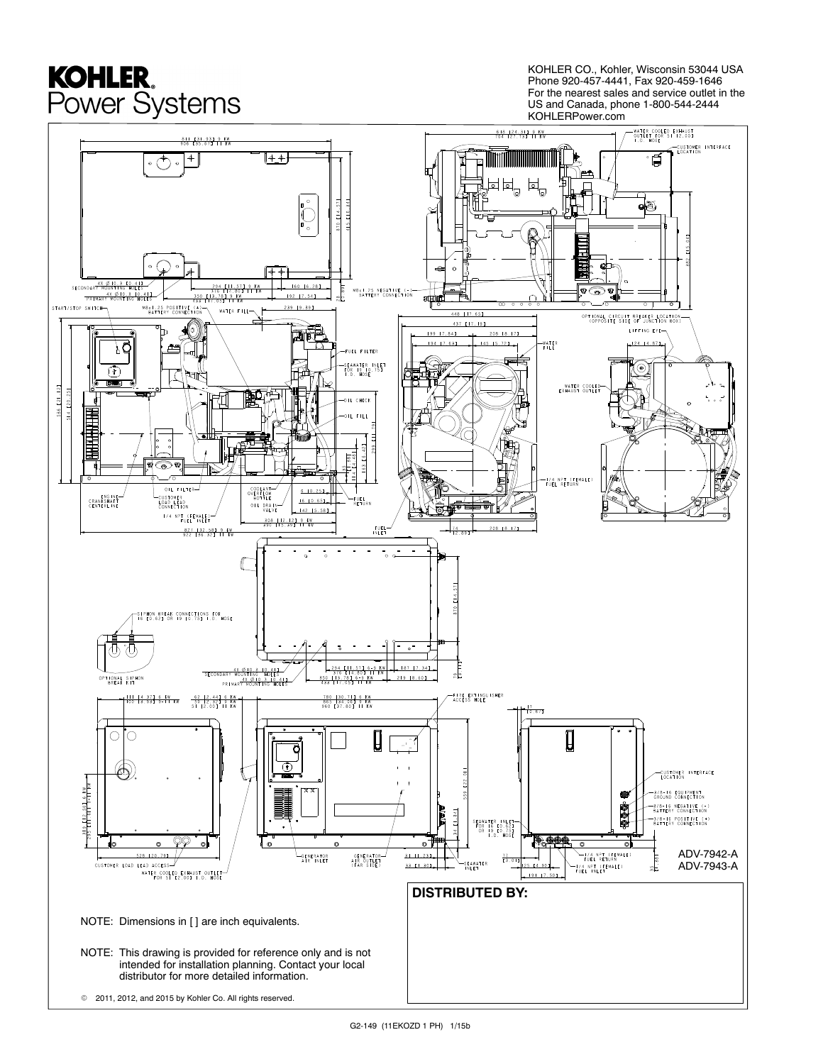**KOHLER.** Power Systems

KOHLER CO., Kohler, Wisconsin 53044 USA
Phone 920-457-4441, Fax 920-459-1646
For the nearest sales and service outlet in the US and Canada, phone 1-800-544-2444
KOHLERPower.com

ADV-7942-A
ADV-7943-A

**DISTRIBUTED BY:**

NOTE: Dimensions in [ ] are inch equivalents.

NOTE: This drawing is provided for reference only and is not intended for installation planning. Contact your local distributor for more detailed information.

© 2011, 2012, and 2015 by Kohler Co. All rights reserved.

G2-149 (11EKOZD 1 PH) 1/15b